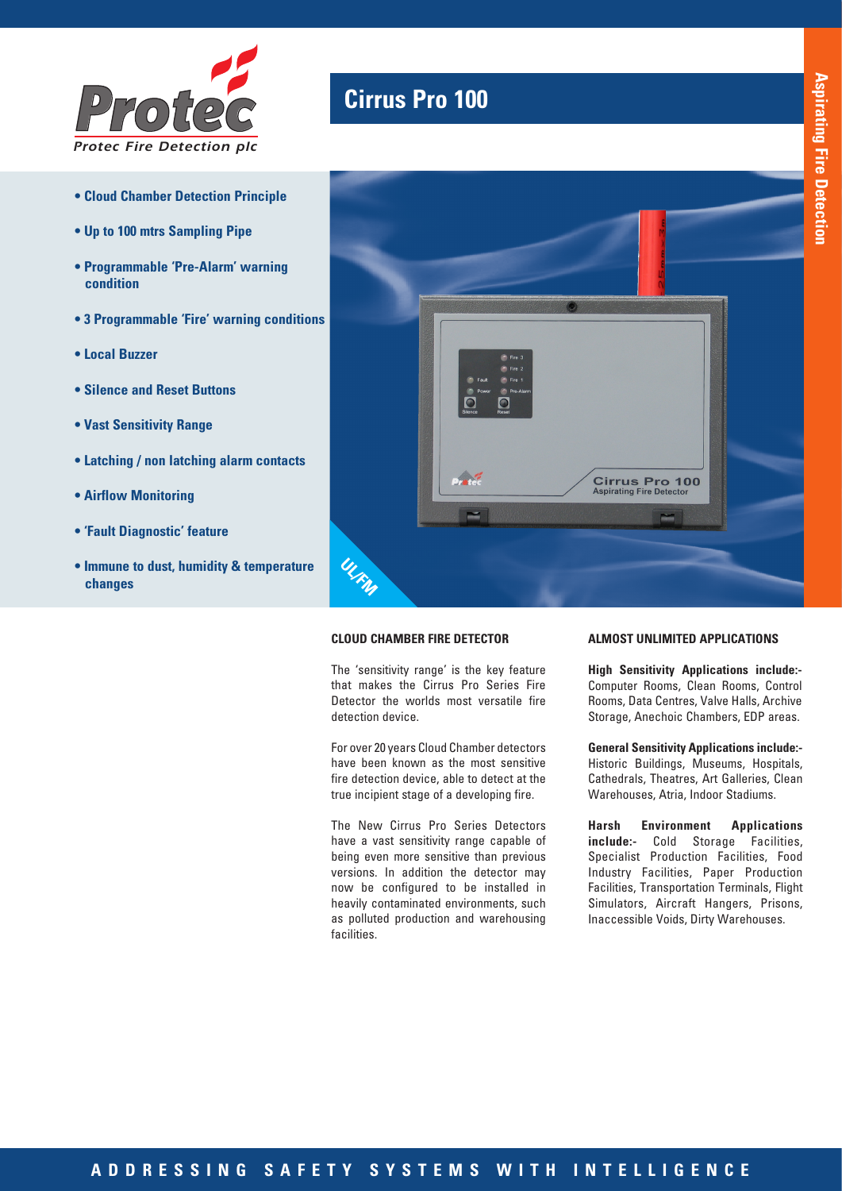# Cirrus Pro 100

Protec Fire Detection plc

Aspirating Fire Detection

- Cloud Chamber Detection Principle
- Up to 100 mtrs Sampling Pipe
- Programmable 'Pre-Alarm' warning condition
- 3 Programmable 'Fire' warning conditions
- Local Buzzer
- Silence and Reset Buttons
- Vast Sensitivity Range
- Latching / non latching alarm contacts
- Airflow Monitoring
- 'Fault Diagnostic' feature
- Immune to dust, humidity & temperature changes

UL/FM

## CLOUD CHAMBER FIRE DETECTOR

The 'sensitivity range' is the key feature that makes the Cirrus Pro Series Fire Detector the worlds most versatile fire detection device.

For over 20 years Cloud Chamber detectors have been known as the most sensitive fire detection device, able to detect at the true incipient stage of a developing fire.

The New Cirrus Pro Series Detectors have a vast sensitivity range capable of being even more sensitive than previous versions. In addition the detector may now be configured to be installed in heavily contaminated environments, such as polluted production and warehousing facilities.

## ALMOST UNLIMITED APPLICATIONS

**High Sensitivity Applications include:-** Computer Rooms, Clean Rooms, Control Rooms, Data Centres, Valve Halls, Archive Storage, Anechoic Chambers, EDP areas.

**General Sensitivity Applications include:-** Historic Buildings, Museums, Hospitals, Cathedrals, Theatres, Art Galleries, Clean Warehouses, Atria, Indoor Stadiums.

**Harsh Environment Applications include:-** Cold Storage Facilities, Specialist Production Facilities, Food Industry Facilities, Paper Production Facilities, Transportation Terminals, Flight Simulators, Aircraft Hangers, Prisons, Inaccessible Voids, Dirty Warehouses.

ADDRESSING SAFETY SYSTEMS WITH INTELLIGENCE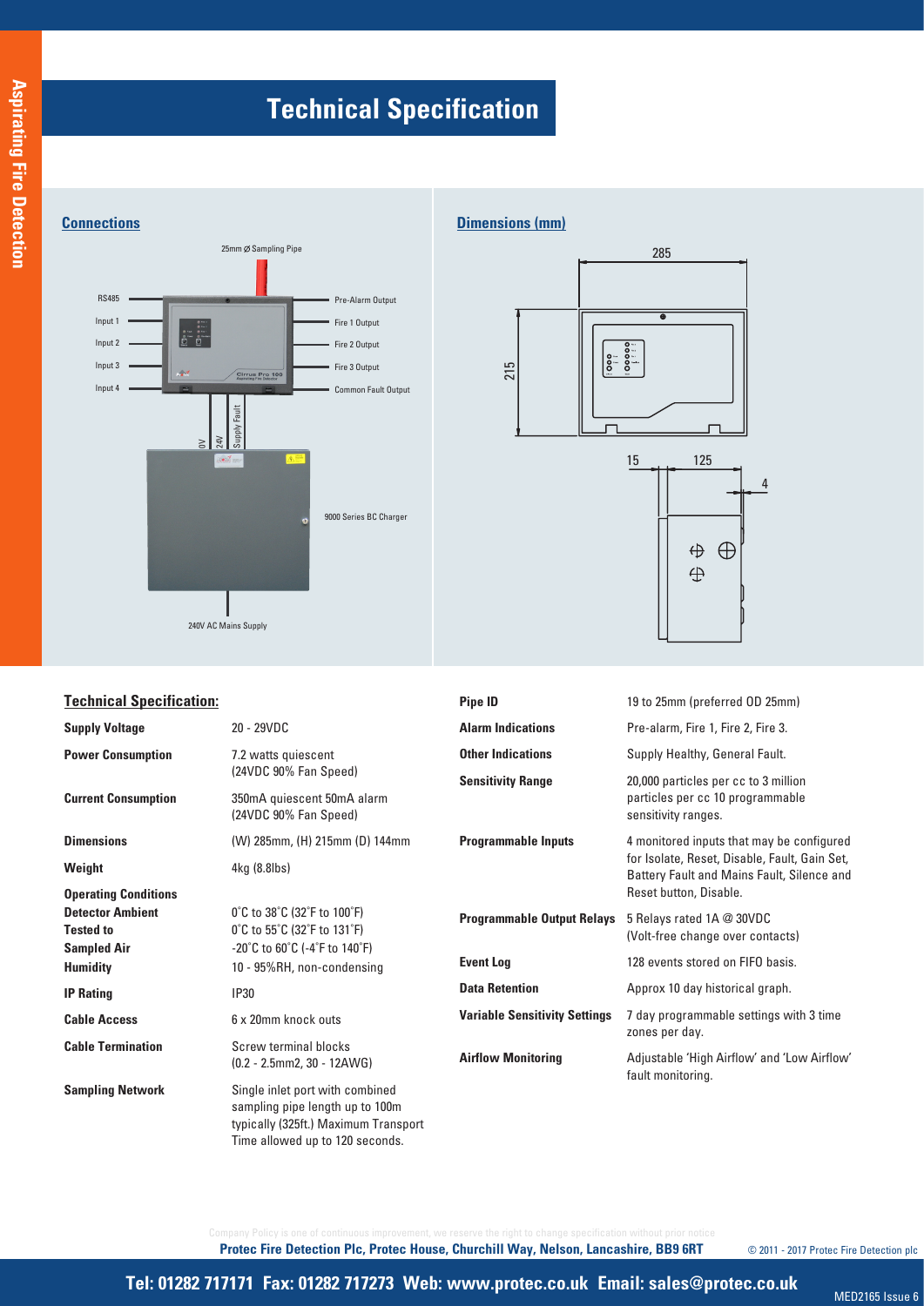# Technical Specification

## Connections

25mm Ø Sampling Pipe

RS485

Input 1

Input 2

Input 3

Input 4

Pre-Alarm Output

Fire 1 Output

Fire 2 Output

Fire 3 Output

Common Fault Output

0V

24V

Supply Fault

9000 Series BC Charger

240V AC Mains Supply

## Dimensions (mm)

285

215

15

125

4

## Technical Specification:

| | |
|---|---|
| **Supply Voltage** | 20 - 29VDC |
| **Power Consumption** | 7.2 watts quiescent (24VDC 90% Fan Speed) |
| **Current Consumption** | 350mA quiescent 50mA alarm (24VDC 90% Fan Speed) |
| **Dimensions** | (W) 285mm, (H) 215mm (D) 144mm |
| **Weight** | 4kg (8.8lbs) |
| **Operating Conditions** | |
| **Detector Ambient** | 0˚C to 38˚C (32˚F to 100˚F) |
| **Tested to** | 0˚C to 55˚C (32˚F to 131˚F) |
| **Sampled Air** | -20˚C to 60˚C (-4˚F to 140˚F) |
| **Humidity** | 10 - 95%RH, non-condensing |
| **IP Rating** | IP30 |
| **Cable Access** | 6 x 20mm knock outs |
| **Cable Termination** | Screw terminal blocks (0.2 - 2.5mm2, 30 - 12AWG) |
| **Sampling Network** | Single inlet port with combined sampling pipe length up to 100m typically (325ft.) Maximum Transport Time allowed up to 120 seconds. |
| **Pipe ID** | 19 to 25mm (preferred OD 25mm) |
| **Alarm Indications** | Pre-alarm, Fire 1, Fire 2, Fire 3. |
| **Other Indications** | Supply Healthy, General Fault. |
| **Sensitivity Range** | 20,000 particles per cc to 3 million particles per cc 10 programmable sensitivity ranges. |
| **Programmable Inputs** | 4 monitored inputs that may be configured for Isolate, Reset, Disable, Fault, Gain Set, Battery Fault and Mains Fault, Silence and Reset button, Disable. |
| **Programmable Output Relays** | 5 Relays rated 1A @ 30VDC (Volt-free change over contacts) |
| **Event Log** | 128 events stored on FIFO basis. |
| **Data Retention** | Approx 10 day historical graph. |
| **Variable Sensitivity Settings** | 7 day programmable settings with 3 time zones per day. |
| **Airflow Monitoring** | Adjustable 'High Airflow' and 'Low Airflow' fault monitoring. |

Company Policy is one of continuous improvement, we reserve the right to change specification without prior notice

**Protec Fire Detection Plc, Protec House, Churchill Way, Nelson, Lancashire, BB9 6RT**

© 2011 - 2017 Protec Fire Detection plc

**Tel: 01282 717171 Fax: 01282 717273 Web: www.protec.co.uk Email: sales@protec.co.uk**

MED2165 Issue 6